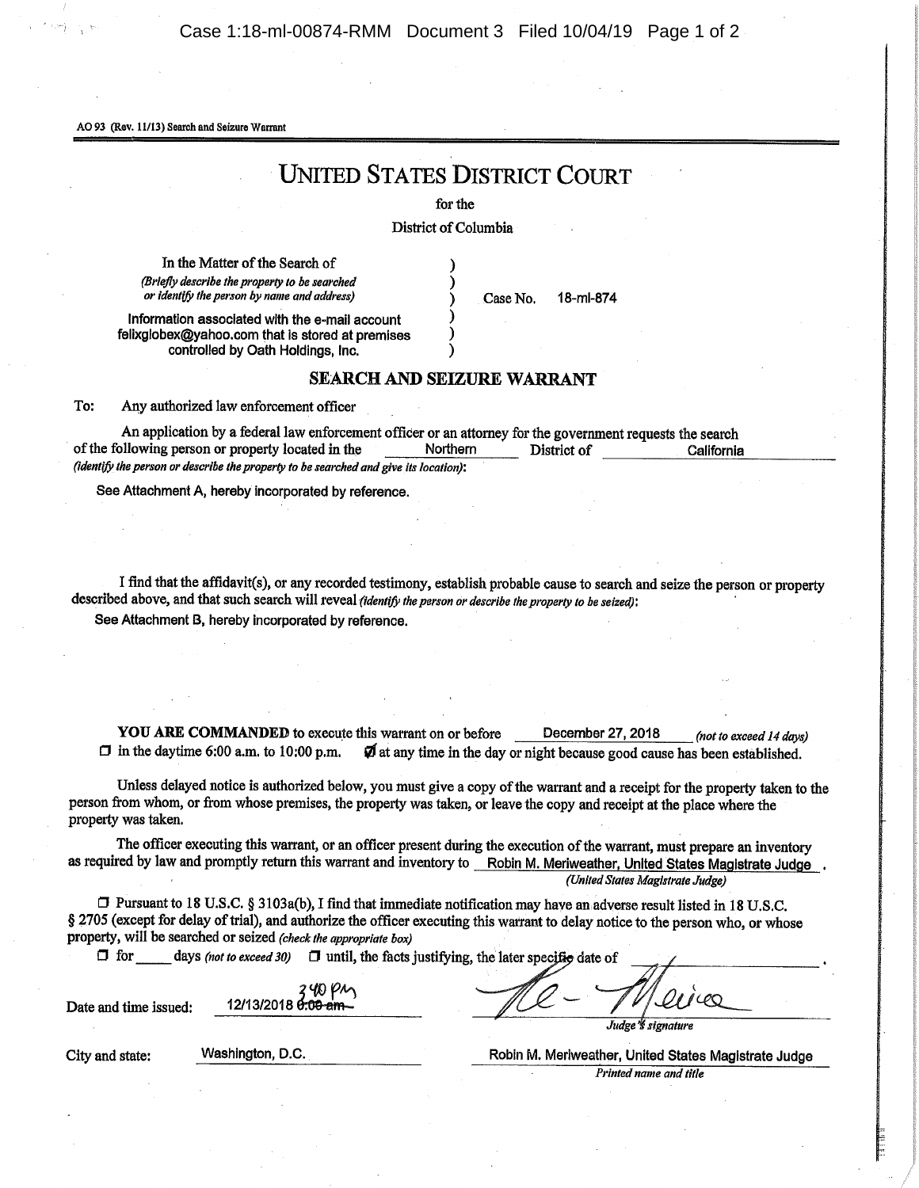AO 93 (Rev. 11/13) Search and Seizure Warrant

# UNITED STATES DISTRICT COURT

for the

District of Columbia

In the Matter of the Search of
*(Briefly describe the property to be searched or identify the person by name and address)*

Information associated with the e-mail account felixglobex@yahoo.com that is stored at premises controlled by Oath Holdings, Inc.

Case No. 18-ml-874

## SEARCH AND SEIZURE WARRANT

To: Any authorized law enforcement officer

An application by a federal law enforcement officer or an attorney for the government requests the search of the following person or property located in the Northern District of California *(identify the person or describe the property to be searched and give its location)*:

See Attachment A, hereby incorporated by reference.

I find that the affidavit(s), or any recorded testimony, establish probable cause to search and seize the person or property described above, and that such search will reveal *(identify the person or describe the property to be seized)*:

See Attachment B, hereby incorporated by reference.

**YOU ARE COMMANDED** to execute this warrant on or before December 27, 2018 *(not to exceed 14 days)*

☐ in the daytime 6:00 a.m. to 10:00 p.m. ☑ at any time in the day or night because good cause has been established.

Unless delayed notice is authorized below, you must give a copy of the warrant and a receipt for the property taken to the person from whom, or from whose premises, the property was taken, or leave the copy and receipt at the place where the property was taken.

The officer executing this warrant, or an officer present during the execution of the warrant, must prepare an inventory as required by law and promptly return this warrant and inventory to Robin M. Meriweather, United States Magistrate Judge.
*(United States Magistrate Judge)*

☐ Pursuant to 18 U.S.C. § 3103a(b), I find that immediate notification may have an adverse result listed in 18 U.S.C. § 2705 (except for delay of trial), and authorize the officer executing this warrant to delay notice to the person who, or whose property, will be searched or seized *(check the appropriate box)*

☐ for \_\_\_\_ days *(not to exceed 30)* ☐ until, the facts justifying, the later specific date of \_\_\_\_\_\_\_\_.

Date and time issued: 12/13/2018 ~~0:00 am~~ 3:40 PM

*Judge's signature*

City and state: Washington, D.C.

Robin M. Meriweather, United States Magistrate Judge
*Printed name and title*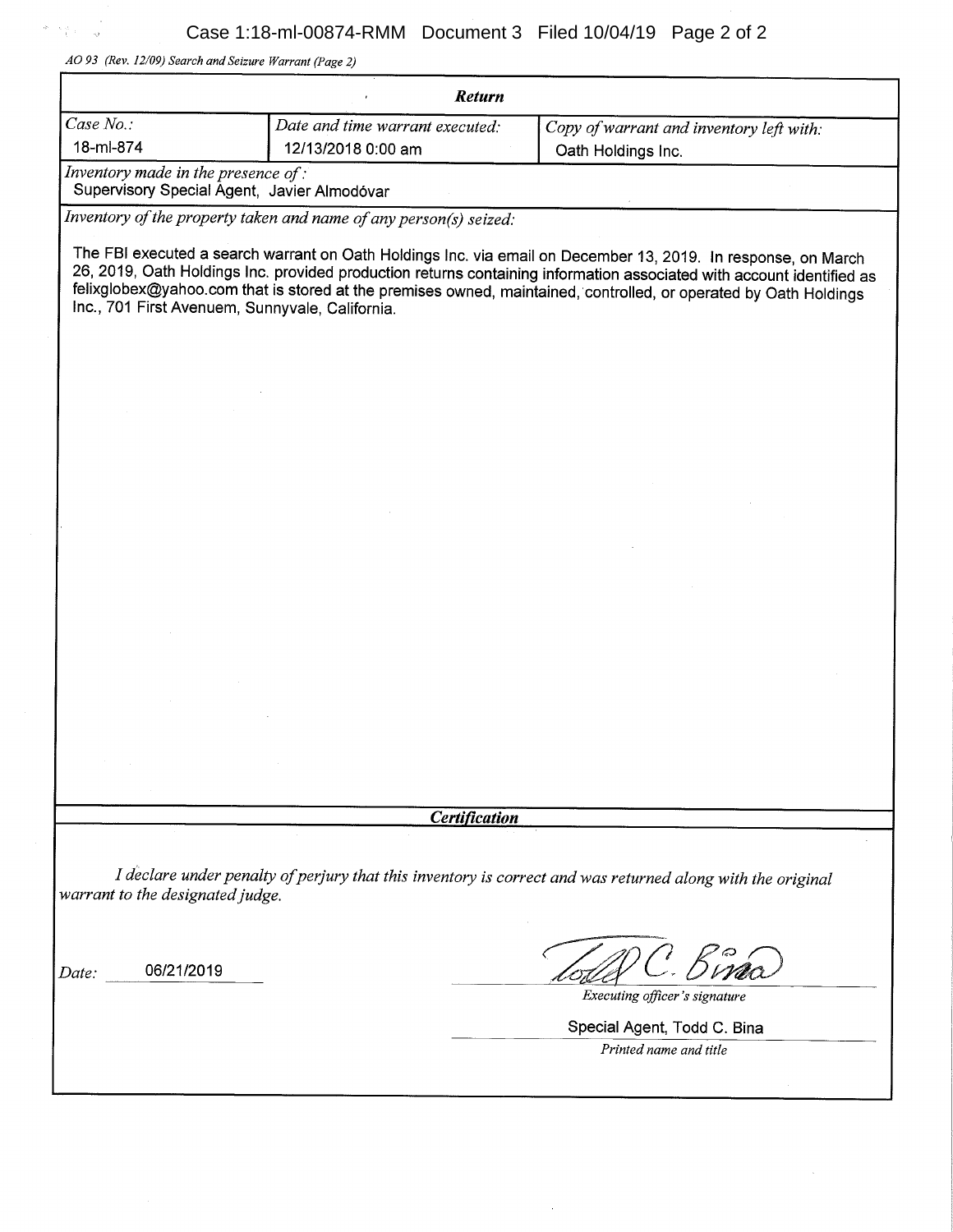AO 93 (Rev. 12/09) Search and Seizure Warrant (Page 2)

## Return

| Case No.: | Date and time warrant executed: | Copy of warrant and inventory left with: |
| --- | --- | --- |
| 18-ml-874 | 12/13/2018 0:00 am | Oath Holdings Inc. |

*Inventory made in the presence of:*
Supervisory Special Agent, Javier Almodóvar

*Inventory of the property taken and name of any person(s) seized:*

The FBI executed a search warrant on Oath Holdings Inc. via email on December 13, 2019. In response, on March 26, 2019, Oath Holdings Inc. provided production returns containing information associated with account identified as felixglobex@yahoo.com that is stored at the premises owned, maintained, controlled, or operated by Oath Holdings Inc., 701 First Avenuem, Sunnyvale, California.

## Certification

*I declare under penalty of perjury that this inventory is correct and was returned along with the original warrant to the designated judge.*

Date: 06/21/2019

Todd C. Bina
*Executing officer's signature*

Special Agent, Todd C. Bina
*Printed name and title*